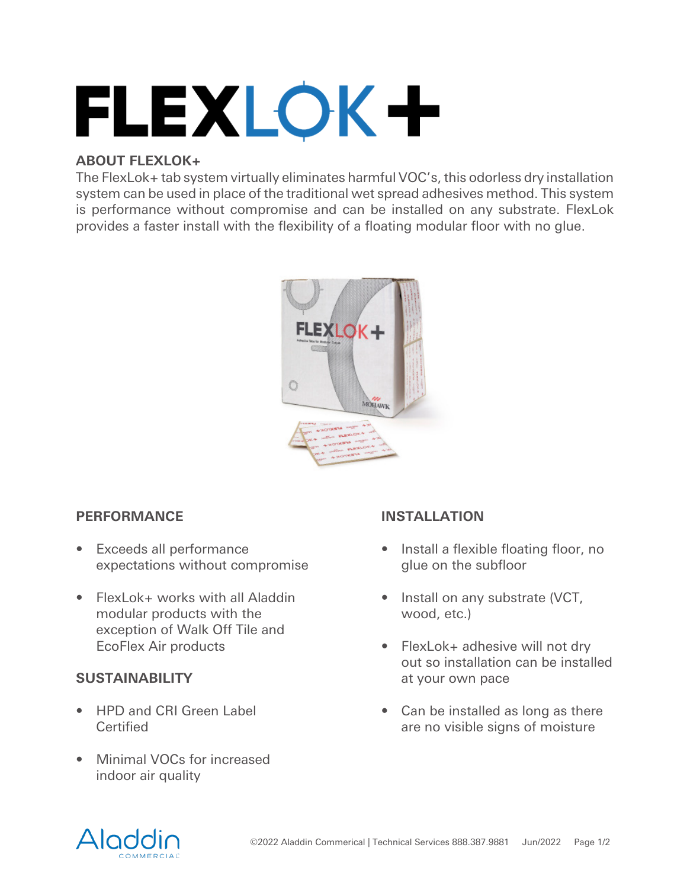# FLEXLOK+

## ABOUT FLEXLOK+

The FlexLok+ tab system virtually eliminates harmful VOC's, this odorless dry installation system can be used in place of the traditional wet spread adhesives method. This system is performance without compromise and can be installed on any substrate. FlexLok provides a faster install with the flexibility of a floating modular floor with no glue.

## PERFORMANCE

- Exceeds all performance expectations without compromise
- FlexLok+ works with all Aladdin modular products with the exception of Walk Off Tile and EcoFlex Air products

## SUSTAINABILITY

- HPD and CRI Green Label Certified
- Minimal VOCs for increased indoor air quality

## INSTALLATION

- Install a flexible floating floor, no glue on the subfloor
- Install on any substrate (VCT, wood, etc.)
- FlexLok+ adhesive will not dry out so installation can be installed at your own pace
- Can be installed as long as there are no visible signs of moisture

©2022 Aladdin Commerical | Technical Services 888.387.9881 Jun/2022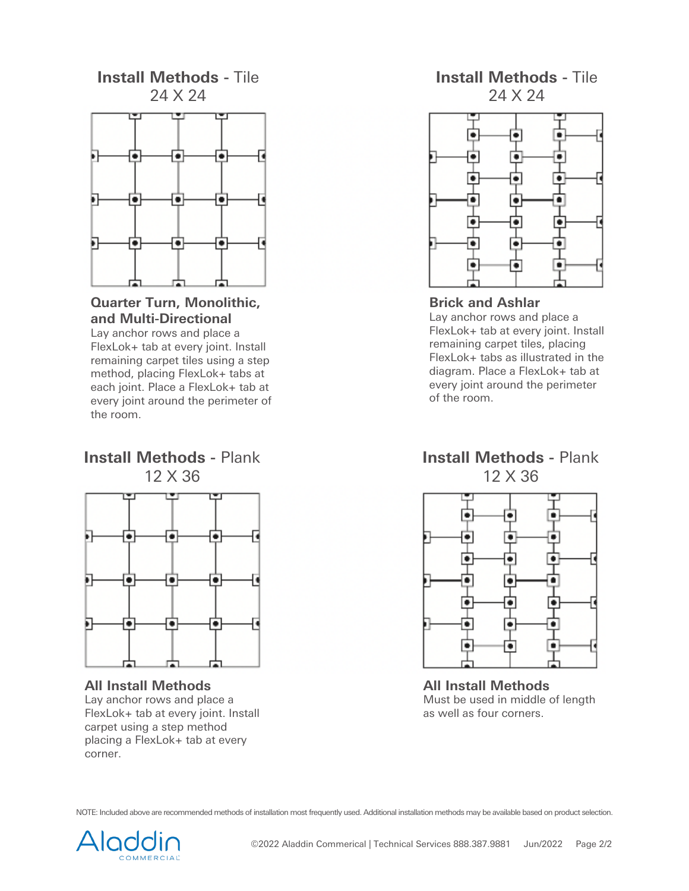## Install Methods - Tile 24 X 24

### Quarter Turn, Monolithic, and Multi-Directional

Lay anchor rows and place a FlexLok+ tab at every joint. Install remaining carpet tiles using a step method, placing FlexLok+ tabs at each joint. Place a FlexLok+ tab at every joint around the perimeter of the room.

## Install Methods - Tile 24 X 24

### Brick and Ashlar

Lay anchor rows and place a FlexLok+ tab at every joint. Install remaining carpet tiles, placing FlexLok+ tabs as illustrated in the diagram. Place a FlexLok+ tab at every joint around the perimeter of the room.

## Install Methods - Plank 12 X 36

### All Install Methods

Lay anchor rows and place a FlexLok+ tab at every joint. Install carpet using a step method placing a FlexLok+ tab at every corner.

## Install Methods - Plank 12 X 36

### All Install Methods

Must be used in middle of length as well as four corners.

NOTE: Included above are recommended methods of installation most frequently used. Additional installation methods may be available based on product selection.

Aladdin COMMERCIAL

©2022 Aladdin Commerical | Technical Services 888.387.9881 Jun/2022